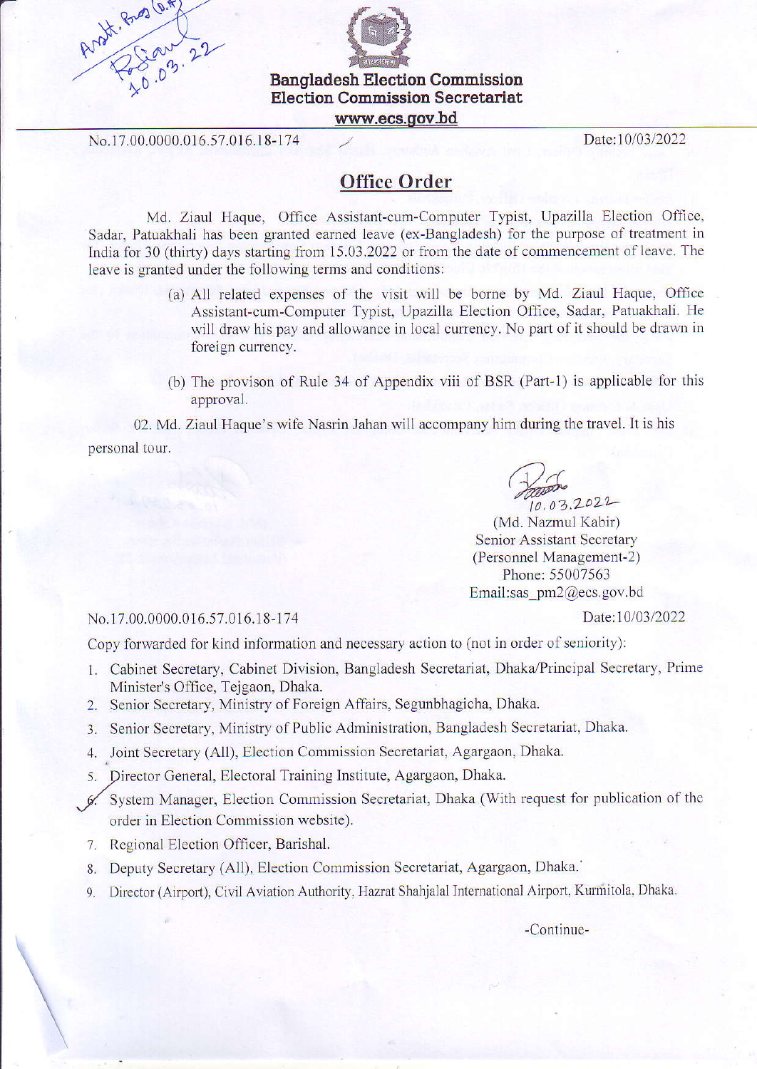**Bangladesh Election Commission**
**Election Commission Secretariat**
**www.ecs.gov.bd**

No.17.00.0000.016.57.016.18-174 Date:10/03/2022

## Office Order

Md. Ziaul Haque, Office Assistant-cum-Computer Typist, Upazilla Election Office, Sadar, Patuakhali has been granted earned leave (ex-Bangladesh) for the purpose of treatment in India for 30 (thirty) days starting from 15.03.2022 or from the date of commencement of leave. The leave is granted under the following terms and conditions:

(a) All related expenses of the visit will be borne by Md. Ziaul Haque, Office Assistant-cum-Computer Typist, Upazilla Election Office, Sadar, Patuakhali. He will draw his pay and allowance in local currency. No part of it should be drawn in foreign currency.

(b) The provison of Rule 34 of Appendix viii of BSR (Part-1) is applicable for this approval.

02. Md. Ziaul Haque's wife Nasrin Jahan will accompany him during the travel. It is his personal tour.

10.03.2022
(Md. Nazmul Kabir)
Senior Assistant Secretary
(Personnel Management-2)
Phone: 55007563
Email:sas_pm2@ecs.gov.bd

No.17.00.0000.016.57.016.18-174 Date:10/03/2022

Copy forwarded for kind information and necessary action to (not in order of seniority):

1. Cabinet Secretary, Cabinet Division, Bangladesh Secretariat, Dhaka/Principal Secretary, Prime Minister's Office, Tejgaon, Dhaka.
2. Senior Secretary, Ministry of Foreign Affairs, Segunbhagicha, Dhaka.
3. Senior Secretary, Ministry of Public Administration, Bangladesh Secretariat, Dhaka.
4. Joint Secretary (All), Election Commission Secretariat, Agargaon, Dhaka.
5. Director General, Electoral Training Institute, Agargaon, Dhaka.
6. System Manager, Election Commission Secretariat, Dhaka (With request for publication of the order in Election Commission website).
7. Regional Election Officer, Barishal.
8. Deputy Secretary (All), Election Commission Secretariat, Agargaon, Dhaka.
9. Director (Airport), Civil Aviation Authority, Hazrat Shahjalal International Airport, Kurmitola, Dhaka.

-Continue-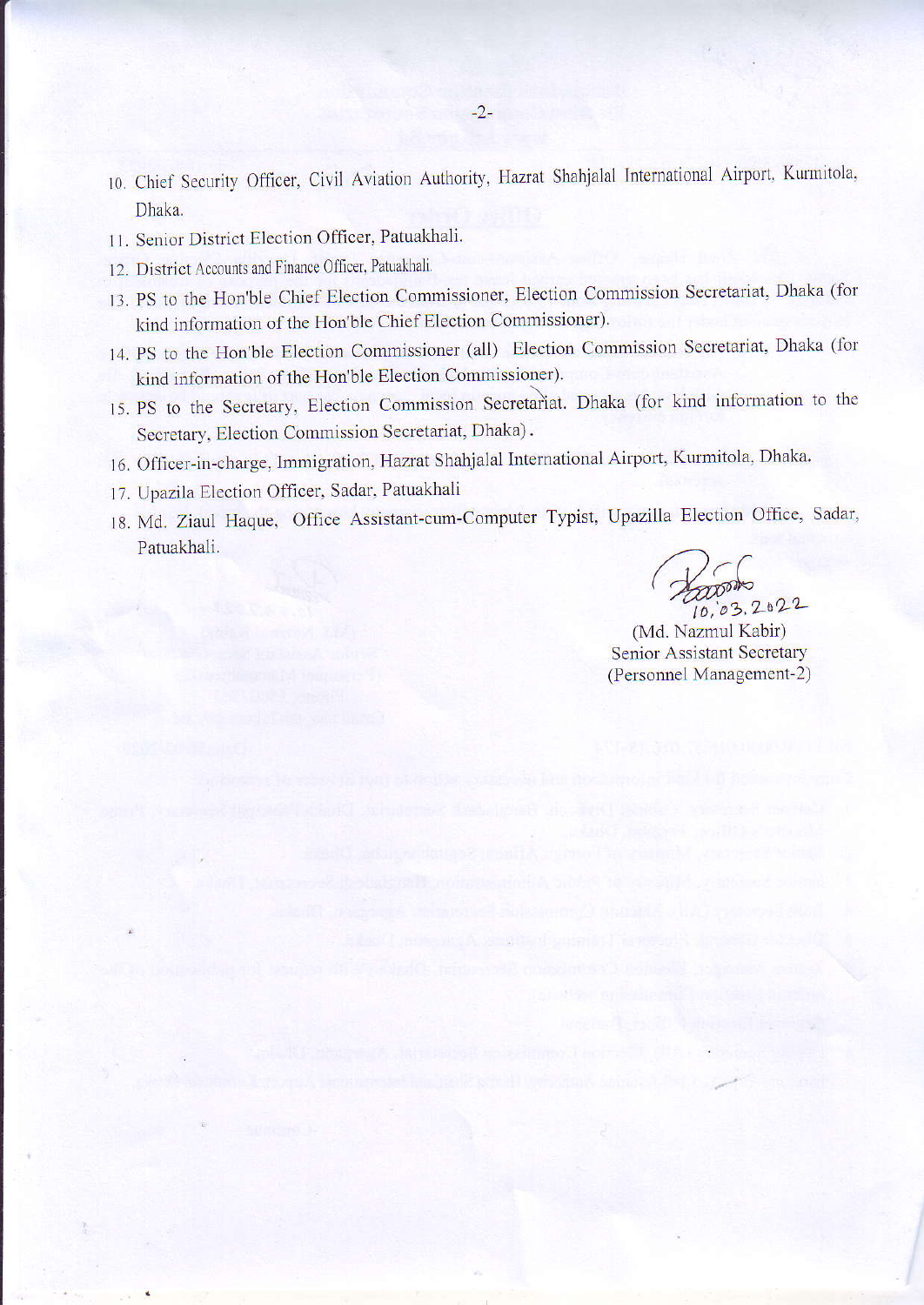10. Chief Security Officer, Civil Aviation Authority, Hazrat Shahjalal International Airport, Kurmitola, Dhaka.
11. Senior District Election Officer, Patuakhali.
12. District Accounts and Finance Officer, Patuakhali.
13. PS to the Hon'ble Chief Election Commissioner, Election Commission Secretariat, Dhaka (for kind information of the Hon'ble Chief Election Commissioner).
14. PS to the Hon'ble Election Commissioner (all) Election Commission Secretariat, Dhaka (for kind information of the Hon'ble Election Commissioner).
15. PS to the Secretary, Election Commission Secretariat. Dhaka (for kind information to the Secretary, Election Commission Secretariat, Dhaka).
16. Officer-in-charge, Immigration, Hazrat Shahjalal International Airport, Kurmitola, Dhaka.
17. Upazila Election Officer, Sadar, Patuakhali
18. Md. Ziaul Haque, Office Assistant-cum-Computer Typist, Upazilla Election Office, Sadar, Patuakhali.

10.03.2022

(Md. Nazmul Kabir)
Senior Assistant Secretary
(Personnel Management-2)